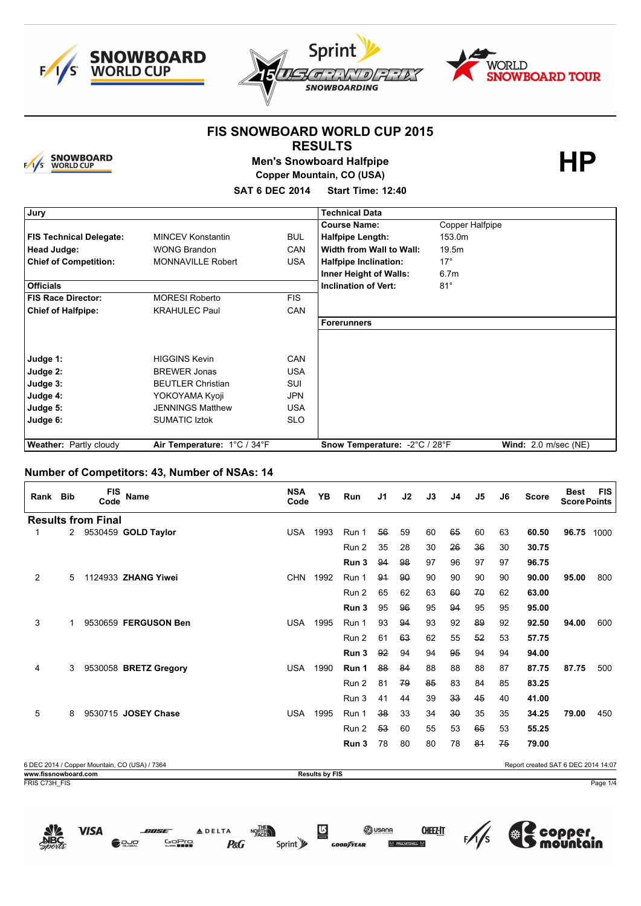# FIS SNOWBOARD WORLD CUP 2015

## RESULTS

### Men's Snowboard Halfpipe

**Copper Mountain, CO (USA)**

**SAT 6 DEC 2014 Start Time: 12:40**

**HP**

| Jury | | | Technical Data | |
|---|---|---|---|---|
| | | | **Course Name:** | Copper Halfpipe |
| **FIS Technical Delegate:** | MINCEV Konstantin | BUL | **Halfpipe Length:** | 153.0m |
| **Head Judge:** | WONG Brandon | CAN | **Width from Wall to Wall:** | 19.5m |
| **Chief of Competition:** | MONNAVILLE Robert | USA | **Halfpipe Inclination:** | 17° |
| | | | **Inner Height of Walls:** | 6.7m |
| **Officials** | | | **Inclination of Vert:** | 81° |
| **FIS Race Director:** | MORESI Roberto | FIS | | |
| **Chief of Halfpipe:** | KRAHULEC Paul | CAN | | |
| | | | **Forerunners** | |
| **Judge 1:** | HIGGINS Kevin | CAN | | |
| **Judge 2:** | BREWER Jonas | USA | | |
| **Judge 3:** | BEUTLER Christian | SUI | | |
| **Judge 4:** | YOKOYAMA Kyoji | JPN | | |
| **Judge 5:** | JENNINGS Matthew | USA | | |
| **Judge 6:** | SUMATIC Iztok | SLO | | |

**Weather:** Partly cloudy **Air Temperature:** 1°C / 34°F **Snow Temperature:** -2°C / 28°F **Wind:** 2.0 m/sec (NE)

## Number of Competitors: 43, Number of NSAs: 14

| Rank | Bib | FIS Code | Name | NSA Code | YB | Run | J1 | J2 | J3 | J4 | J5 | J6 | Score | Best Score | FIS Points |
|---|---|---|---|---|---|---|---|---|---|---|---|---|---|---|---|
| **Results from Final** | | | | | | | | | | | | | | | |
| 1 | 2 | 9530459 | **GOLD Taylor** | USA | 1993 | Run 1 | ~~56~~ | 59 | 60 | ~~65~~ | 60 | 63 | **60.50** | **96.75** | 1000 |
| | | | | | | Run 2 | 35 | 28 | 30 | ~~26~~ | ~~36~~ | 30 | **30.75** | | |
| | | | | | | **Run 3** | ~~94~~ | ~~98~~ | 97 | 96 | 97 | 97 | **96.75** | | |
| 2 | 5 | 1124933 | **ZHANG Yiwei** | CHN | 1992 | Run 1 | ~~91~~ | ~~90~~ | 90 | 90 | 90 | 90 | **90.00** | **95.00** | 800 |
| | | | | | | Run 2 | 65 | 62 | 63 | ~~60~~ | ~~70~~ | 62 | **63.00** | | |
| | | | | | | **Run 3** | 95 | ~~96~~ | 95 | ~~94~~ | 95 | 95 | **95.00** | | |
| 3 | 1 | 9530659 | **FERGUSON Ben** | USA | 1995 | Run 1 | 93 | ~~94~~ | 93 | 92 | ~~89~~ | 92 | **92.50** | **94.00** | 600 |
| | | | | | | Run 2 | 61 | ~~63~~ | 62 | 55 | ~~52~~ | 53 | **57.75** | | |
| | | | | | | **Run 3** | ~~92~~ | 94 | 94 | ~~95~~ | 94 | 94 | **94.00** | | |
| 4 | 3 | 9530058 | **BRETZ Gregory** | USA | 1990 | **Run 1** | ~~88~~ | ~~84~~ | 88 | 88 | 88 | 87 | **87.75** | **87.75** | 500 |
| | | | | | | Run 2 | 81 | ~~79~~ | ~~85~~ | 83 | 84 | 85 | **83.25** | | |
| | | | | | | Run 3 | 41 | 44 | 39 | ~~33~~ | ~~45~~ | 40 | **41.00** | | |
| 5 | 8 | 9530715 | **JOSEY Chase** | USA | 1995 | Run 1 | ~~38~~ | 33 | 34 | ~~30~~ | 35 | 35 | **34.25** | **79.00** | 450 |
| | | | | | | Run 2 | ~~53~~ | 60 | 55 | 53 | ~~65~~ | 53 | **55.25** | | |
| | | | | | | **Run 3** | 78 | 80 | 80 | 78 | ~~81~~ | ~~75~~ | **79.00** | | |

6 DEC 2014 / Copper Mountain, CO (USA) / 7364 — Report created SAT 6 DEC 2014 14:07

www.fissnowboard.com — Results by FIS

FRIS C73H_FIS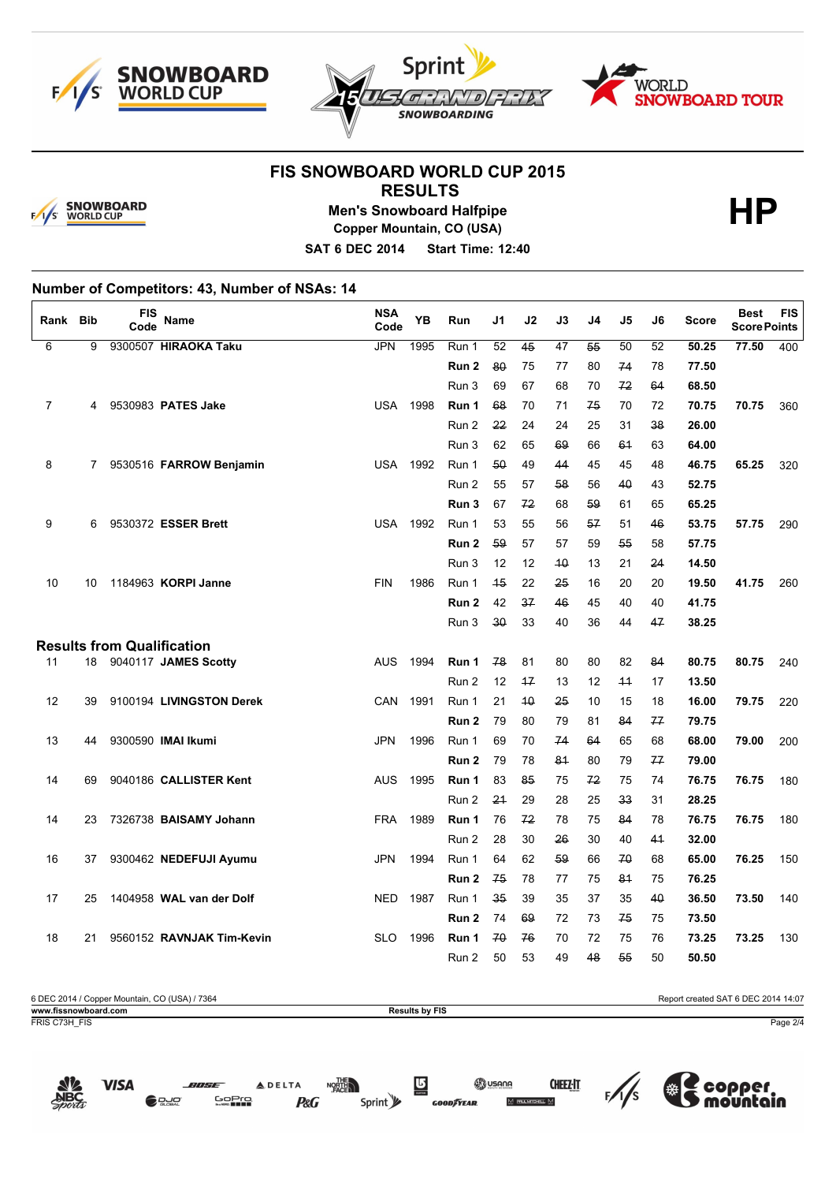# FIS SNOWBOARD WORLD CUP 2015

## RESULTS

**Men's Snowboard Halfpipe**

**Copper Mountain, CO (USA)**

**SAT 6 DEC 2014 Start Time: 12:40**

**HP**

### Number of Competitors: 43, Number of NSAs: 14

| Rank | Bib | FIS Code | Name | NSA Code | YB | Run | J1 | J2 | J3 | J4 | J5 | J6 | Score | Best Score | FIS Points |
|---|---|---|---|---|---|---|---|---|---|---|---|---|---|---|---|
| 6 | 9 | 9300507 | **HIRAOKA Taku** | JPN | 1995 | Run 1 | 52 | ~~45~~ | 47 | ~~55~~ | 50 | 52 | **50.25** | **77.50** | 400 |
| | | | | | | **Run 2** | ~~80~~ | 75 | 77 | 80 | ~~74~~ | 78 | **77.50** | | |
| | | | | | | Run 3 | 69 | 67 | 68 | 70 | ~~72~~ | ~~64~~ | **68.50** | | |
| 7 | 4 | 9530983 | **PATES Jake** | USA | 1998 | **Run 1** | ~~68~~ | 70 | 71 | ~~75~~ | 70 | 72 | **70.75** | **70.75** | 360 |
| | | | | | | Run 2 | ~~22~~ | 24 | 24 | 25 | 31 | ~~38~~ | **26.00** | | |
| | | | | | | Run 3 | 62 | 65 | ~~69~~ | 66 | ~~61~~ | 63 | **64.00** | | |
| 8 | 7 | 9530516 | **FARROW Benjamin** | USA | 1992 | Run 1 | ~~50~~ | 49 | ~~44~~ | 45 | 45 | 48 | **46.75** | **65.25** | 320 |
| | | | | | | Run 2 | 55 | 57 | ~~58~~ | 56 | ~~40~~ | 43 | **52.75** | | |
| | | | | | | **Run 3** | 67 | ~~72~~ | 68 | ~~59~~ | 61 | 65 | **65.25** | | |
| 9 | 6 | 9530372 | **ESSER Brett** | USA | 1992 | Run 1 | 53 | 55 | 56 | ~~57~~ | 51 | ~~46~~ | **53.75** | **57.75** | 290 |
| | | | | | | **Run 2** | ~~59~~ | 57 | 57 | 59 | ~~55~~ | 58 | **57.75** | | |
| | | | | | | Run 3 | 12 | 12 | ~~10~~ | 13 | 21 | ~~24~~ | **14.50** | | |
| 10 | 10 | 1184963 | **KORPI Janne** | FIN | 1986 | Run 1 | ~~15~~ | 22 | ~~25~~ | 16 | 20 | 20 | **19.50** | **41.75** | 260 |
| | | | | | | **Run 2** | 42 | ~~37~~ | ~~46~~ | 45 | 40 | 40 | **41.75** | | |
| | | | | | | Run 3 | ~~30~~ | 33 | 40 | 36 | 44 | ~~47~~ | **38.25** | | |
| **Results from Qualification** | | | | | | | | | | | | | | | |
| 11 | 18 | 9040117 | **JAMES Scotty** | AUS | 1994 | **Run 1** | ~~78~~ | 81 | 80 | 80 | 82 | ~~84~~ | **80.75** | **80.75** | 240 |
| | | | | | | Run 2 | 12 | ~~17~~ | 13 | 12 | ~~11~~ | 17 | **13.50** | | |
| 12 | 39 | 9100194 | **LIVINGSTON Derek** | CAN | 1991 | Run 1 | 21 | ~~10~~ | ~~25~~ | 10 | 15 | 18 | **16.00** | **79.75** | 220 |
| | | | | | | **Run 2** | 79 | 80 | 79 | 81 | ~~84~~ | ~~77~~ | **79.75** | | |
| 13 | 44 | 9300590 | **IMAI Ikumi** | JPN | 1996 | Run 1 | 69 | 70 | ~~74~~ | ~~64~~ | 65 | 68 | **68.00** | **79.00** | 200 |
| | | | | | | **Run 2** | 79 | 78 | ~~81~~ | 80 | 79 | ~~77~~ | **79.00** | | |
| 14 | 69 | 9040186 | **CALLISTER Kent** | AUS | 1995 | **Run 1** | 83 | ~~85~~ | 75 | ~~72~~ | 75 | 74 | **76.75** | **76.75** | 180 |
| | | | | | | Run 2 | ~~21~~ | 29 | 28 | 25 | ~~33~~ | 31 | **28.25** | | |
| 14 | 23 | 7326738 | **BAISAMY Johann** | FRA | 1989 | **Run 1** | 76 | ~~72~~ | 78 | 75 | ~~84~~ | 78 | **76.75** | **76.75** | 180 |
| | | | | | | Run 2 | 28 | 30 | ~~26~~ | 30 | 40 | ~~41~~ | **32.00** | | |
| 16 | 37 | 9300462 | **NEDEFUJI Ayumu** | JPN | 1994 | Run 1 | 64 | 62 | ~~59~~ | 66 | ~~70~~ | 68 | **65.00** | **76.25** | 150 |
| | | | | | | **Run 2** | ~~75~~ | 78 | 77 | 75 | ~~81~~ | 75 | **76.25** | | |
| 17 | 25 | 1404958 | **WAL van der Dolf** | NED | 1987 | Run 1 | ~~35~~ | 39 | 35 | 37 | 35 | ~~40~~ | **36.50** | **73.50** | 140 |
| | | | | | | **Run 2** | 74 | ~~69~~ | 72 | 73 | ~~75~~ | 75 | **73.50** | | |
| 18 | 21 | 9560152 | **RAVNJAK Tim-Kevin** | SLO | 1996 | **Run 1** | ~~70~~ | ~~76~~ | 70 | 72 | 75 | 76 | **73.25** | **73.25** | 130 |
| | | | | | | Run 2 | 50 | 53 | 49 | ~~48~~ | ~~55~~ | 50 | **50.50** | | |

6 DEC 2014 / Copper Mountain, CO (USA) / 7364 — Report created SAT 6 DEC 2014 14:07

www.fissnowboard.com — Results by FIS

FRIS C73H_FIS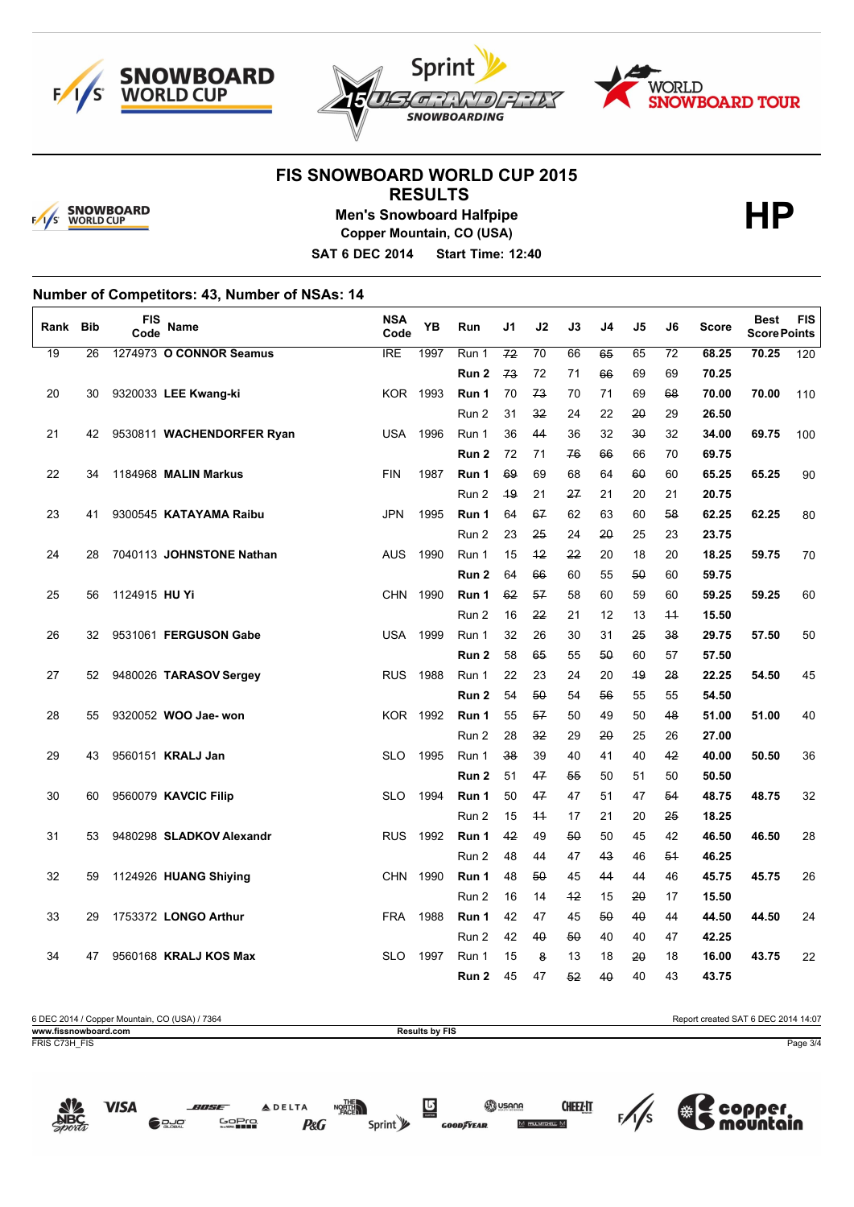# FIS SNOWBOARD WORLD CUP 2015

## RESULTS

**Men's Snowboard Halfpipe**

**Copper Mountain, CO (USA)**

**SAT 6 DEC 2014 Start Time: 12:40**

**HP**

### Number of Competitors: 43, Number of NSAs: 14

| Rank | Bib | FIS Code | Name | NSA Code | YB | Run | J1 | J2 | J3 | J4 | J5 | J6 | Score | Best Score | FIS Points |
|---|---|---|---|---|---|---|---|---|---|---|---|---|---|---|---|
| 19 | 26 | 1274973 | **O CONNOR Seamus** | IRE | 1997 | Run 1 | ~~72~~ | 70 | 66 | ~~65~~ | 65 | 72 | **68.25** | **70.25** | 120 |
| | | | | | | **Run 2** | ~~73~~ | 72 | 71 | ~~66~~ | 69 | 69 | **70.25** | | |
| 20 | 30 | 9320033 | **LEE Kwang-ki** | KOR | 1993 | **Run 1** | 70 | ~~73~~ | 70 | 71 | 69 | ~~68~~ | **70.00** | **70.00** | 110 |
| | | | | | | Run 2 | 31 | ~~32~~ | 24 | 22 | ~~20~~ | 29 | **26.50** | | |
| 21 | 42 | 9530811 | **WACHENDORFER Ryan** | USA | 1996 | Run 1 | 36 | ~~44~~ | 36 | 32 | ~~30~~ | 32 | **34.00** | **69.75** | 100 |
| | | | | | | **Run 2** | 72 | 71 | ~~76~~ | ~~66~~ | 66 | 70 | **69.75** | | |
| 22 | 34 | 1184968 | **MALIN Markus** | FIN | 1987 | **Run 1** | ~~69~~ | 69 | 68 | 64 | ~~60~~ | 60 | **65.25** | **65.25** | 90 |
| | | | | | | Run 2 | ~~19~~ | 21 | ~~27~~ | 21 | 20 | 21 | **20.75** | | |
| 23 | 41 | 9300545 | **KATAYAMA Raibu** | JPN | 1995 | **Run 1** | 64 | ~~67~~ | 62 | 63 | 60 | ~~58~~ | **62.25** | **62.25** | 80 |
| | | | | | | Run 2 | 23 | ~~25~~ | 24 | ~~20~~ | 25 | 23 | **23.75** | | |
| 24 | 28 | 7040113 | **JOHNSTONE Nathan** | AUS | 1990 | Run 1 | 15 | ~~12~~ | ~~22~~ | 20 | 18 | 20 | **18.25** | **59.75** | 70 |
| | | | | | | **Run 2** | 64 | ~~66~~ | 60 | 55 | ~~50~~ | 60 | **59.75** | | |
| 25 | 56 | 1124915 | **HU Yi** | CHN | 1990 | **Run 1** | ~~62~~ | ~~57~~ | 58 | 60 | 59 | 60 | **59.25** | **59.25** | 60 |
| | | | | | | Run 2 | 16 | ~~22~~ | 21 | 12 | 13 | ~~11~~ | **15.50** | | |
| 26 | 32 | 9531061 | **FERGUSON Gabe** | USA | 1999 | Run 1 | 32 | 26 | 30 | 31 | ~~25~~ | ~~38~~ | **29.75** | **57.50** | 50 |
| | | | | | | **Run 2** | 58 | ~~65~~ | 55 | ~~50~~ | 60 | 57 | **57.50** | | |
| 27 | 52 | 9480026 | **TARASOV Sergey** | RUS | 1988 | Run 1 | 22 | 23 | 24 | 20 | ~~19~~ | ~~28~~ | **22.25** | **54.50** | 45 |
| | | | | | | **Run 2** | 54 | ~~50~~ | 54 | ~~56~~ | 55 | 55 | **54.50** | | |
| 28 | 55 | 9320052 | **WOO Jae- won** | KOR | 1992 | **Run 1** | 55 | ~~57~~ | 50 | 49 | 50 | ~~48~~ | **51.00** | **51.00** | 40 |
| | | | | | | Run 2 | 28 | ~~32~~ | 29 | ~~20~~ | 25 | 26 | **27.00** | | |
| 29 | 43 | 9560151 | **KRALJ Jan** | SLO | 1995 | Run 1 | ~~38~~ | 39 | 40 | 41 | 40 | ~~42~~ | **40.00** | **50.50** | 36 |
| | | | | | | **Run 2** | 51 | ~~47~~ | ~~55~~ | 50 | 51 | 50 | **50.50** | | |
| 30 | 60 | 9560079 | **KAVCIC Filip** | SLO | 1994 | **Run 1** | 50 | ~~47~~ | 47 | 51 | 47 | ~~54~~ | **48.75** | **48.75** | 32 |
| | | | | | | Run 2 | 15 | ~~11~~ | 17 | 21 | 20 | ~~25~~ | **18.25** | | |
| 31 | 53 | 9480298 | **SLADKOV Alexandr** | RUS | 1992 | **Run 1** | ~~42~~ | 49 | ~~50~~ | 50 | 45 | 42 | **46.50** | **46.50** | 28 |
| | | | | | | Run 2 | 48 | 44 | 47 | ~~43~~ | 46 | ~~51~~ | **46.25** | | |
| 32 | 59 | 1124926 | **HUANG Shiying** | CHN | 1990 | **Run 1** | 48 | ~~50~~ | 45 | ~~44~~ | 44 | 46 | **45.75** | **45.75** | 26 |
| | | | | | | Run 2 | 16 | 14 | ~~12~~ | 15 | ~~20~~ | 17 | **15.50** | | |
| 33 | 29 | 1753372 | **LONGO Arthur** | FRA | 1988 | **Run 1** | 42 | 47 | 45 | ~~50~~ | ~~40~~ | 44 | **44.50** | **44.50** | 24 |
| | | | | | | Run 2 | 42 | ~~40~~ | ~~50~~ | 40 | 40 | 47 | **42.25** | | |
| 34 | 47 | 9560168 | **KRALJ KOS Max** | SLO | 1997 | Run 1 | 15 | ~~8~~ | 13 | 18 | ~~20~~ | 18 | **16.00** | **43.75** | 22 |
| | | | | | | **Run 2** | 45 | 47 | ~~52~~ | ~~40~~ | 40 | 43 | **43.75** | | |

6 DEC 2014 / Copper Mountain, CO (USA) / 7364 — Report created SAT 6 DEC 2014 14:07

www.fissnowboard.com — Results by FIS

FRIS C73H_FIS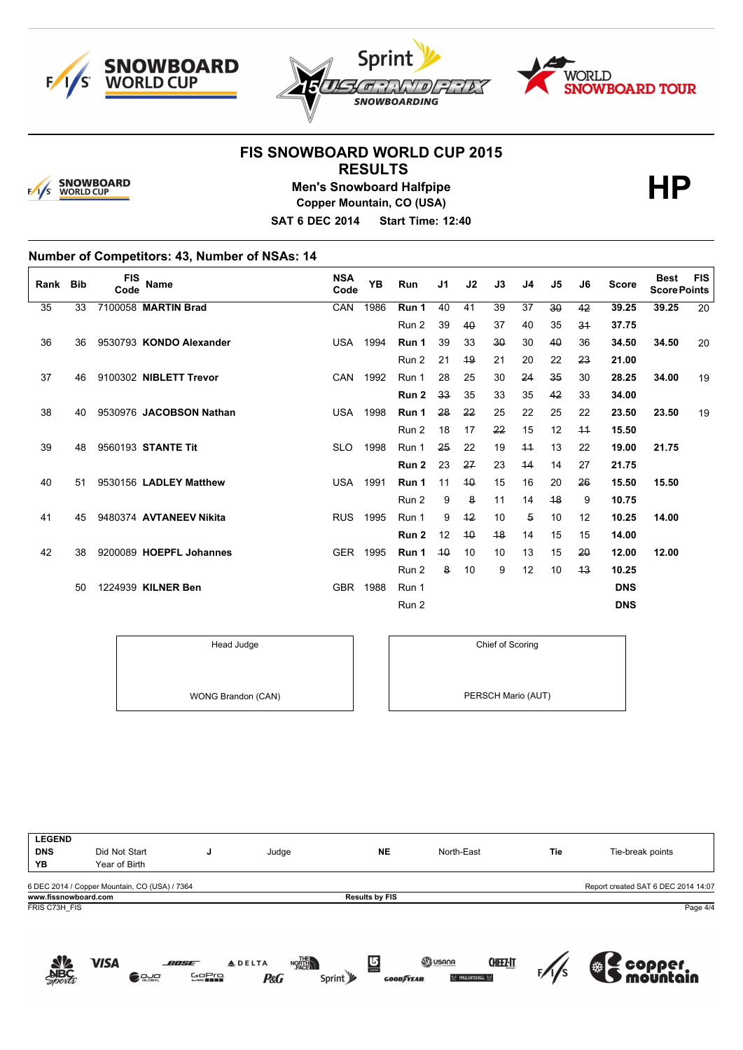# FIS SNOWBOARD WORLD CUP 2015

## RESULTS

### Men's Snowboard Halfpipe

**Copper Mountain, CO (USA)**

**SAT 6 DEC 2014 Start Time: 12:40**

**HP**

### Number of Competitors: 43, Number of NSAs: 14

| Rank | Bib | FIS Code | Name | NSA Code | YB | Run | J1 | J2 | J3 | J4 | J5 | J6 | Score | Best Score | FIS Points |
|---|---|---|---|---|---|---|---|---|---|---|---|---|---|---|---|
| 35 | 33 | 7100058 | **MARTIN Brad** | CAN | 1986 | **Run 1** | 40 | 41 | 39 | 37 | ~~30~~ | ~~42~~ | **39.25** | **39.25** | 20 |
| | | | | | | Run 2 | 39 | ~~40~~ | 37 | 40 | 35 | ~~31~~ | **37.75** | | |
| 36 | 36 | 9530793 | **KONDO Alexander** | USA | 1994 | **Run 1** | 39 | 33 | ~~30~~ | 30 | ~~40~~ | 36 | **34.50** | **34.50** | 20 |
| | | | | | | Run 2 | 21 | ~~19~~ | 21 | 20 | 22 | ~~23~~ | **21.00** | | |
| 37 | 46 | 9100302 | **NIBLETT Trevor** | CAN | 1992 | Run 1 | 28 | 25 | 30 | ~~24~~ | ~~35~~ | 30 | **28.25** | **34.00** | 19 |
| | | | | | | **Run 2** | ~~33~~ | 35 | 33 | 35 | ~~42~~ | 33 | **34.00** | | |
| 38 | 40 | 9530976 | **JACOBSON Nathan** | USA | 1998 | **Run 1** | ~~28~~ | ~~22~~ | 25 | 22 | 25 | 22 | **23.50** | **23.50** | 19 |
| | | | | | | Run 2 | 18 | 17 | ~~22~~ | 15 | 12 | ~~11~~ | **15.50** | | |
| 39 | 48 | 9560193 | **STANTE Tit** | SLO | 1998 | Run 1 | ~~25~~ | 22 | 19 | ~~11~~ | 13 | 22 | **19.00** | **21.75** | |
| | | | | | | **Run 2** | 23 | ~~27~~ | 23 | ~~14~~ | 14 | 27 | **21.75** | | |
| 40 | 51 | 9530156 | **LADLEY Matthew** | USA | 1991 | **Run 1** | 11 | ~~10~~ | 15 | 16 | 20 | ~~26~~ | **15.50** | **15.50** | |
| | | | | | | Run 2 | 9 | ~~8~~ | 11 | 14 | ~~18~~ | 9 | **10.75** | | |
| 41 | 45 | 9480374 | **AVTANEEV Nikita** | RUS | 1995 | Run 1 | 9 | ~~12~~ | 10 | ~~5~~ | 10 | 12 | **10.25** | **14.00** | |
| | | | | | | **Run 2** | 12 | ~~10~~ | ~~18~~ | 14 | 15 | 15 | **14.00** | | |
| 42 | 38 | 9200089 | **HOEPFL Johannes** | GER | 1995 | **Run 1** | ~~10~~ | 10 | 10 | 13 | 15 | ~~20~~ | **12.00** | **12.00** | |
| | | | | | | Run 2 | ~~8~~ | 10 | 9 | 12 | 10 | ~~13~~ | **10.25** | | |
| | 50 | 1224939 | **KILNER Ben** | GBR | 1988 | Run 1 | | | | | | | **DNS** | | |
| | | | | | | Run 2 | | | | | | | **DNS** | | |

| Head Judge | Chief of Scoring |
|---|---|
| WONG Brandon (CAN) | PERSCH Mario (AUT) |

| LEGEND | | | | | | | |
|---|---|---|---|---|---|---|---|
| DNS | Did Not Start | J | Judge | NE | North-East | Tie | Tie-break points |
| YB | Year of Birth | | | | | | |

6 DEC 2014 / Copper Mountain, CO (USA) / 7364 — Report created SAT 6 DEC 2014 14:07

www.fissnowboard.com — Results by FIS

FRIS C73H_FIS